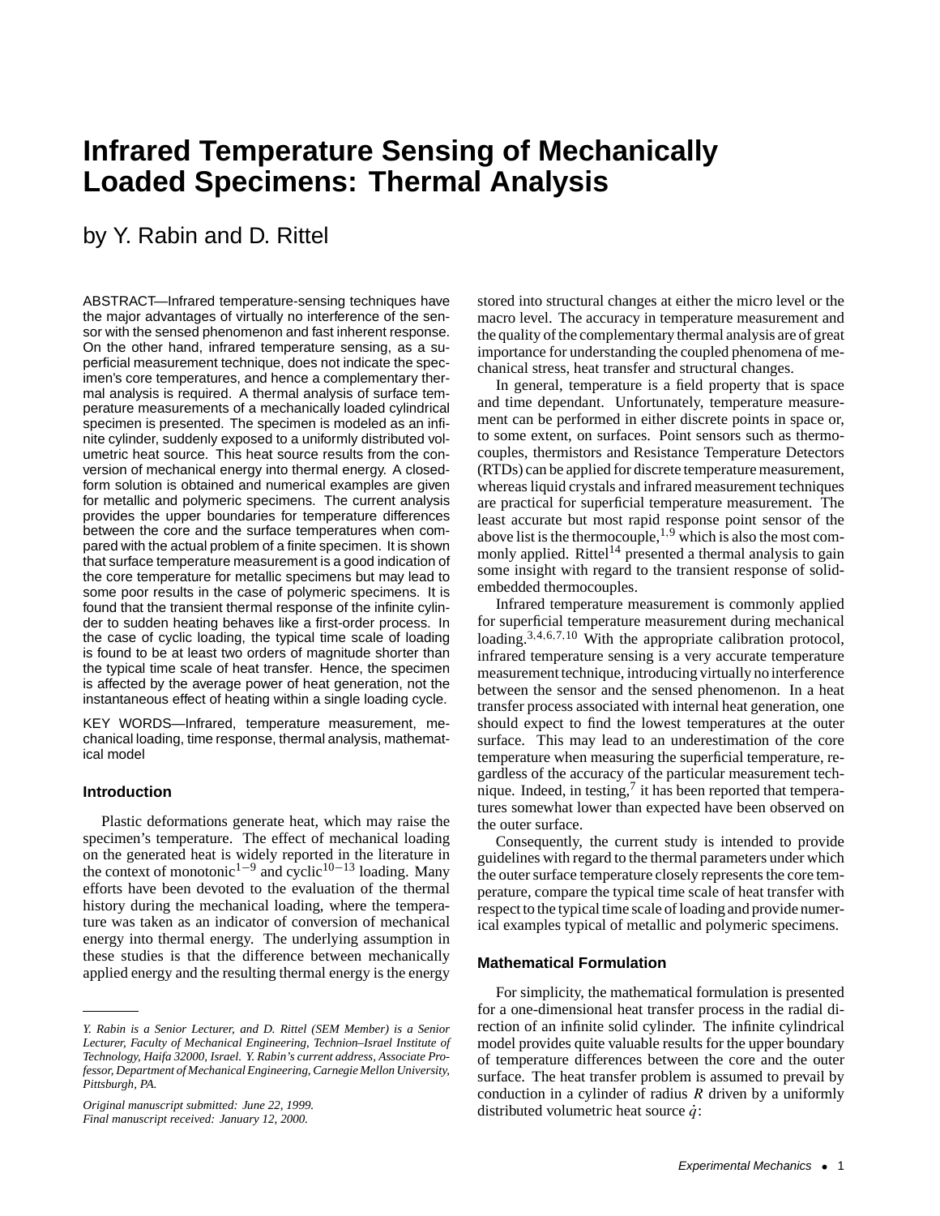# Infrared Temperature Sensing of Mechanically Loaded Specimens: Thermal Analysis

by Y. Rabin and D. Rittel

ABSTRACT—Infrared temperature-sensing techniques have the major advantages of virtually no interference of the sensor with the sensed phenomenon and fast inherent response. On the other hand, infrared temperature sensing, as a superficial measurement technique, does not indicate the specimen's core temperatures, and hence a complementary thermal analysis is required. A thermal analysis of surface temperature measurements of a mechanically loaded cylindrical specimen is presented. The specimen is modeled as an infinite cylinder, suddenly exposed to a uniformly distributed volumetric heat source. This heat source results from the conversion of mechanical energy into thermal energy. A closed-form solution is obtained and numerical examples are given for metallic and polymeric specimens. The current analysis provides the upper boundaries for temperature differences between the core and the surface temperatures when compared with the actual problem of a finite specimen. It is shown that surface temperature measurement is a good indication of the core temperature for metallic specimens but may lead to some poor results in the case of polymeric specimens. It is found that the transient thermal response of the infinite cylinder to sudden heating behaves like a first-order process. In the case of cyclic loading, the typical time scale of loading is found to be at least two orders of magnitude shorter than the typical time scale of heat transfer. Hence, the specimen is affected by the average power of heat generation, not the instantaneous effect of heating within a single loading cycle.

KEY WORDS—Infrared, temperature measurement, mechanical loading, time response, thermal analysis, mathematical model

## Introduction

Plastic deformations generate heat, which may raise the specimen's temperature. The effect of mechanical loading on the generated heat is widely reported in the literature in the context of monotonic[1−9] and cyclic[10−13] loading. Many efforts have been devoted to the evaluation of the thermal history during the mechanical loading, where the temperature was taken as an indicator of conversion of mechanical energy into thermal energy. The underlying assumption in these studies is that the difference between mechanically applied energy and the resulting thermal energy is the energy stored into structural changes at either the micro level or the macro level. The accuracy in temperature measurement and the quality of the complementary thermal analysis are of great importance for understanding the coupled phenomena of mechanical stress, heat transfer and structural changes.

In general, temperature is a field property that is space and time dependant. Unfortunately, temperature measurement can be performed in either discrete points in space or, to some extent, on surfaces. Point sensors such as thermocouples, thermistors and Resistance Temperature Detectors (RTDs) can be applied for discrete temperature measurement, whereas liquid crystals and infrared measurement techniques are practical for superficial temperature measurement. The least accurate but most rapid response point sensor of the above list is the thermocouple,[1,9] which is also the most commonly applied. Rittel[14] presented a thermal analysis to gain some insight with regard to the transient response of solid-embedded thermocouples.

Infrared temperature measurement is commonly applied for superficial temperature measurement during mechanical loading.[3,4,6,7,10] With the appropriate calibration protocol, infrared temperature sensing is a very accurate temperature measurement technique, introducing virtually no interference between the sensor and the sensed phenomenon. In a heat transfer process associated with internal heat generation, one should expect to find the lowest temperatures at the outer surface. This may lead to an underestimation of the core temperature when measuring the superficial temperature, regardless of the accuracy of the particular measurement technique. Indeed, in testing,[7] it has been reported that temperatures somewhat lower than expected have been observed on the outer surface.

Consequently, the current study is intended to provide guidelines with regard to the thermal parameters under which the outer surface temperature closely represents the core temperature, compare the typical time scale of heat transfer with respect to the typical time scale of loading and provide numerical examples typical of metallic and polymeric specimens.

## Mathematical Formulation

For simplicity, the mathematical formulation is presented for a one-dimensional heat transfer process in the radial direction of an infinite solid cylinder. The infinite cylindrical model provides quite valuable results for the upper boundary of temperature differences between the core and the outer surface. The heat transfer problem is assumed to prevail by conduction in a cylinder of radius $R$ driven by a uniformly distributed volumetric heat source $\dot{q}$:

---

*Y. Rabin is a Senior Lecturer, and D. Rittel (SEM Member) is a Senior Lecturer, Faculty of Mechanical Engineering, Technion–Israel Institute of Technology, Haifa 32000, Israel. Y. Rabin's current address, Associate Professor, Department of Mechanical Engineering, Carnegie Mellon University, Pittsburgh, PA.*

*Original manuscript submitted: June 22, 1999.*
*Final manuscript received: January 12, 2000.*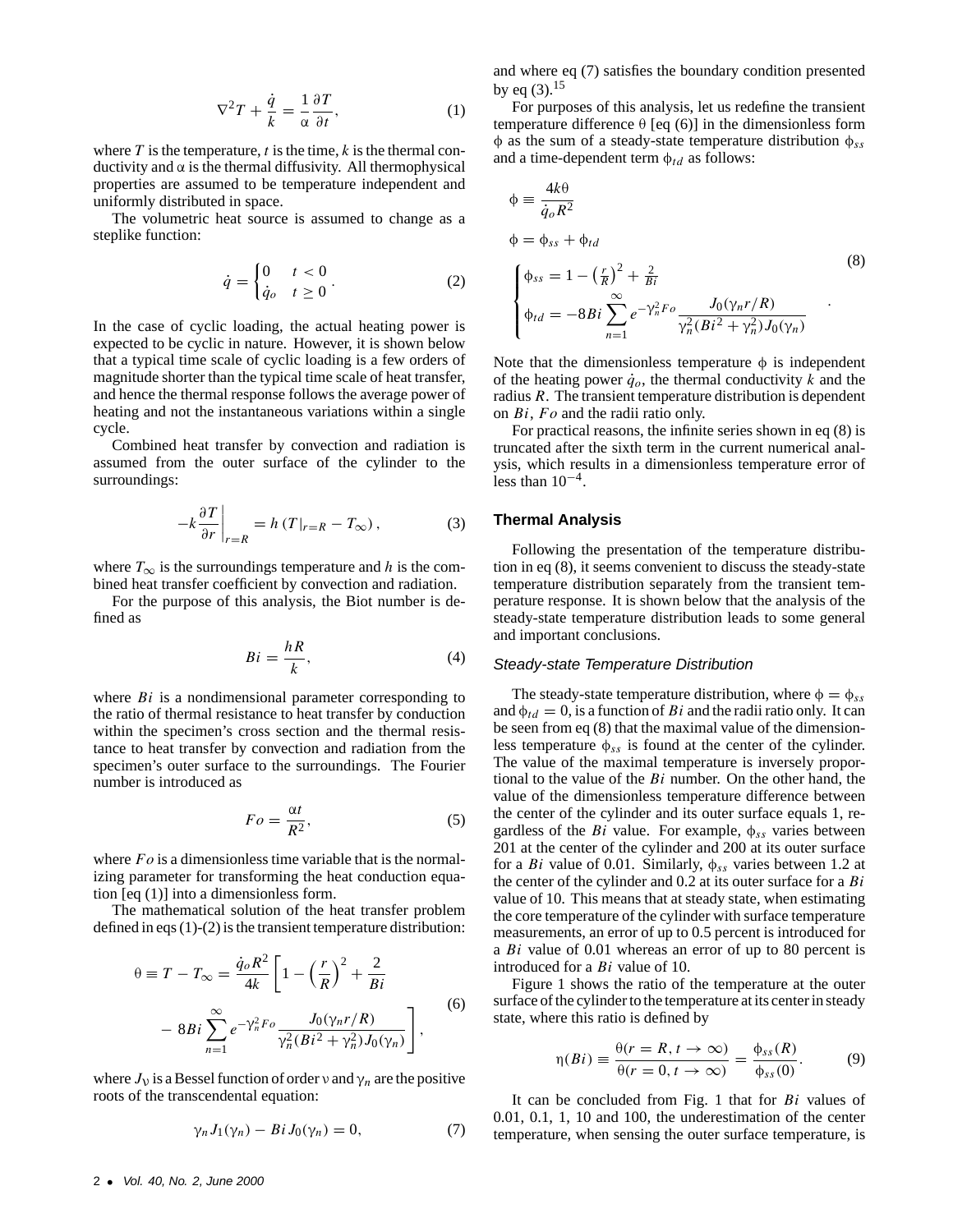$$\nabla^2 T + \frac{\dot{q}}{k} = \frac{1}{\alpha}\frac{\partial T}{\partial t}, \tag{1}$$

where $T$ is the temperature, $t$ is the time, $k$ is the thermal conductivity and $\alpha$ is the thermal diffusivity. All thermophysical properties are assumed to be temperature independent and uniformly distributed in space.

The volumetric heat source is assumed to change as a steplike function:

$$\dot{q} = \begin{cases} 0 & t < 0 \\ \dot{q}_o & t \geq 0 \end{cases}. \tag{2}$$

In the case of cyclic loading, the actual heating power is expected to be cyclic in nature. However, it is shown below that a typical time scale of cyclic loading is a few orders of magnitude shorter than the typical time scale of heat transfer, and hence the thermal response follows the average power of heating and not the instantaneous variations within a single cycle.

Combined heat transfer by convection and radiation is assumed from the outer surface of the cylinder to the surroundings:

$$-k\left.\frac{\partial T}{\partial r}\right|_{r=R} = h\left(T|_{r=R} - T_\infty\right), \tag{3}$$

where $T_\infty$ is the surroundings temperature and $h$ is the combined heat transfer coefficient by convection and radiation.

For the purpose of this analysis, the Biot number is defined as

$$Bi = \frac{hR}{k}, \tag{4}$$

where $Bi$ is a nondimensional parameter corresponding to the ratio of thermal resistance to heat transfer by conduction within the specimen's cross section and the thermal resistance to heat transfer by convection and radiation from the specimen's outer surface to the surroundings. The Fourier number is introduced as

$$Fo = \frac{\alpha t}{R^2}, \tag{5}$$

where $Fo$ is a dimensionless time variable that is the normalizing parameter for transforming the heat conduction equation [eq (1)] into a dimensionless form.

The mathematical solution of the heat transfer problem defined in eqs (1)-(2) is the transient temperature distribution:

$$\theta \equiv T - T_\infty = \frac{\dot{q}_o R^2}{4k}\left[1 - \left(\frac{r}{R}\right)^2 + \frac{2}{Bi} - 8Bi\sum_{n=1}^{\infty} e^{-\gamma_n^2 Fo}\frac{J_0(\gamma_n r/R)}{\gamma_n^2(Bi^2+\gamma_n^2)J_0(\gamma_n)}\right], \tag{6}$$

where $J_\nu$ is a Bessel function of order $\nu$ and $\gamma_n$ are the positive roots of the transcendental equation:

$$\gamma_n J_1(\gamma_n) - Bi\, J_0(\gamma_n) = 0, \tag{7}$$

and where eq (7) satisfies the boundary condition presented by eq (3).[15]

For purposes of this analysis, let us redefine the transient temperature difference $\theta$ [eq (6)] in the dimensionless form $\phi$ as the sum of a steady-state temperature distribution $\phi_{ss}$ and a time-dependent term $\phi_{td}$ as follows:

$$\begin{aligned} &\phi \equiv \frac{4k\theta}{\dot{q}_o R^2} \\ &\phi = \phi_{ss} + \phi_{td} \\ &\begin{cases} \phi_{ss} = 1 - \left(\frac{r}{R}\right)^2 + \frac{2}{Bi} \\ \phi_{td} = -8Bi\displaystyle\sum_{n=1}^{\infty} e^{-\gamma_n^2 Fo}\frac{J_0(\gamma_n r/R)}{\gamma_n^2(Bi^2+\gamma_n^2)J_0(\gamma_n)} \end{cases}. \end{aligned} \tag{8}$$

Note that the dimensionless temperature $\phi$ is independent of the heating power $\dot{q}_o$, the thermal conductivity $k$ and the radius $R$. The transient temperature distribution is dependent on $Bi$, $Fo$ and the radii ratio only.

For practical reasons, the infinite series shown in eq (8) is truncated after the sixth term in the current numerical analysis, which results in a dimensionless temperature error of less than $10^{-4}$.

## Thermal Analysis

Following the presentation of the temperature distribution in eq (8), it seems convenient to discuss the steady-state temperature distribution separately from the transient temperature response. It is shown below that the analysis of the steady-state temperature distribution leads to some general and important conclusions.

### *Steady-state Temperature Distribution*

The steady-state temperature distribution, where $\phi = \phi_{ss}$ and $\phi_{td} = 0$, is a function of $Bi$ and the radii ratio only. It can be seen from eq (8) that the maximal value of the dimensionless temperature $\phi_{ss}$ is found at the center of the cylinder. The value of the maximal temperature is inversely proportional to the value of the $Bi$ number. On the other hand, the value of the dimensionless temperature difference between the center of the cylinder and its outer surface equals 1, regardless of the $Bi$ value. For example, $\phi_{ss}$ varies between 201 at the center of the cylinder and 200 at its outer surface for a $Bi$ value of 0.01. Similarly, $\phi_{ss}$ varies between 1.2 at the center of the cylinder and 0.2 at its outer surface for a $Bi$ value of 10. This means that at steady state, when estimating the core temperature of the cylinder with surface temperature measurements, an error of up to 0.5 percent is introduced for a $Bi$ value of 0.01 whereas an error of up to 80 percent is introduced for a $Bi$ value of 10.

Figure 1 shows the ratio of the temperature at the outer surface of the cylinder to the temperature at its center in steady state, where this ratio is defined by

$$\eta(Bi) \equiv \frac{\theta(r = R, t \to \infty)}{\theta(r = 0, t \to \infty)} = \frac{\phi_{ss}(R)}{\phi_{ss}(0)}. \tag{9}$$

It can be concluded from Fig. 1 that for $Bi$ values of 0.01, 0.1, 1, 10 and 100, the underestimation of the center temperature, when sensing the outer surface temperature, is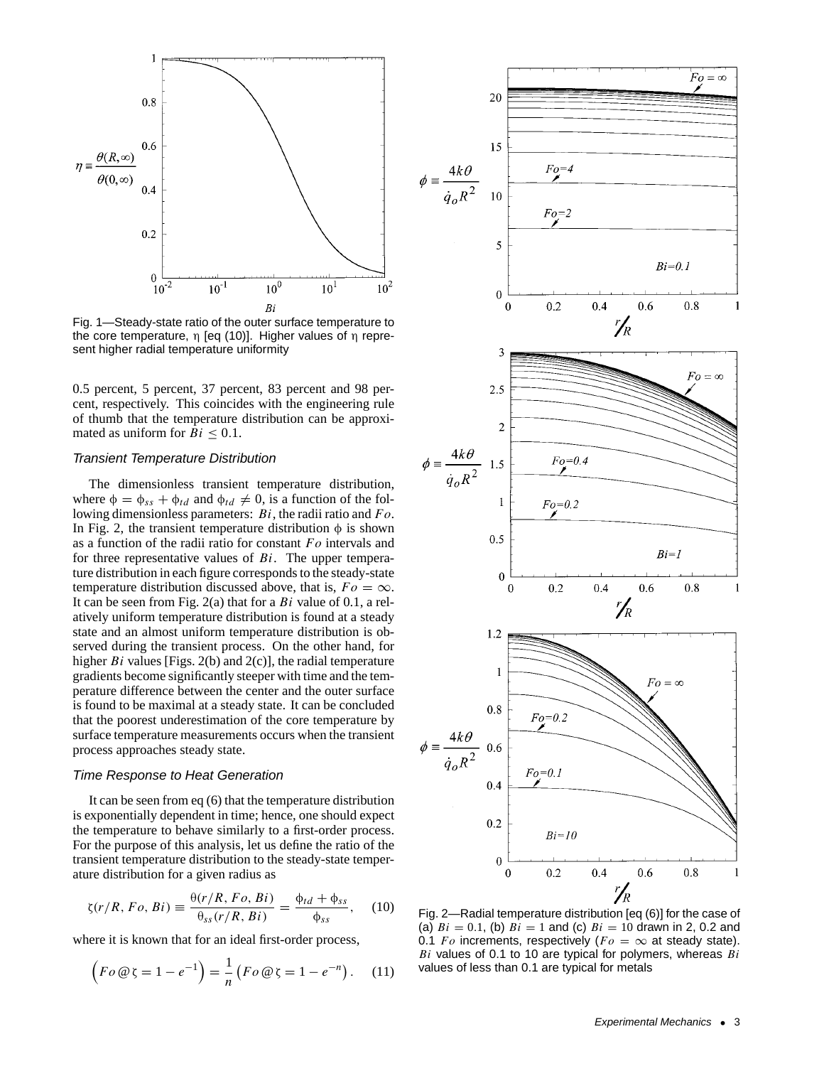Fig. 1—Steady-state ratio of the outer surface temperature to the core temperature, $\eta$ [eq (10)]. Higher values of $\eta$ represent higher radial temperature uniformity

0.5 percent, 5 percent, 37 percent, 83 percent and 98 percent, respectively. This coincides with the engineering rule of thumb that the temperature distribution can be approximated as uniform for $Bi \leq 0.1$.

### *Transient Temperature Distribution*

The dimensionless transient temperature distribution, where $\phi = \phi_{ss} + \phi_{td}$ and $\phi_{td} \neq 0$, is a function of the following dimensionless parameters: $Bi$, the radii ratio and $Fo$. In Fig. 2, the transient temperature distribution $\phi$ is shown as a function of the radii ratio for constant $Fo$ intervals and for three representative values of $Bi$. The upper temperature distribution in each figure corresponds to the steady-state temperature distribution discussed above, that is, $Fo = \infty$. It can be seen from Fig. 2(a) that for a $Bi$ value of 0.1, a relatively uniform temperature distribution is found at a steady state and an almost uniform temperature distribution is observed during the transient process. On the other hand, for higher $Bi$ values [Figs. 2(b) and 2(c)], the radial temperature gradients become significantly steeper with time and the temperature difference between the center and the outer surface is found to be maximal at a steady state. It can be concluded that the poorest underestimation of the core temperature by surface temperature measurements occurs when the transient process approaches steady state.

### *Time Response to Heat Generation*

It can be seen from eq (6) that the temperature distribution is exponentially dependent in time; hence, one should expect the temperature to behave similarly to a first-order process. For the purpose of this analysis, let us define the ratio of the transient temperature distribution to the steady-state temperature distribution for a given radius as

$$\zeta(r/R, Fo, Bi) \equiv \frac{\theta(r/R, Fo, Bi)}{\theta_{ss}(r/R, Bi)} = \frac{\phi_{td} + \phi_{ss}}{\phi_{ss}}, \quad (10)$$

where it is known that for an ideal first-order process,

$$\left(Fo\,@\,\zeta = 1 - e^{-1}\right) = \frac{1}{n}\left(Fo\,@\,\zeta = 1 - e^{-n}\right). \quad (11)$$

Fig. 2—Radial temperature distribution [eq (6)] for the case of (a) $Bi = 0.1$, (b) $Bi = 1$ and (c) $Bi = 10$ drawn in 2, 0.2 and 0.1 $Fo$ increments, respectively ($Fo = \infty$ at steady state). $Bi$ values of 0.1 to 10 are typical for polymers, whereas $Bi$ values of less than 0.1 are typical for metals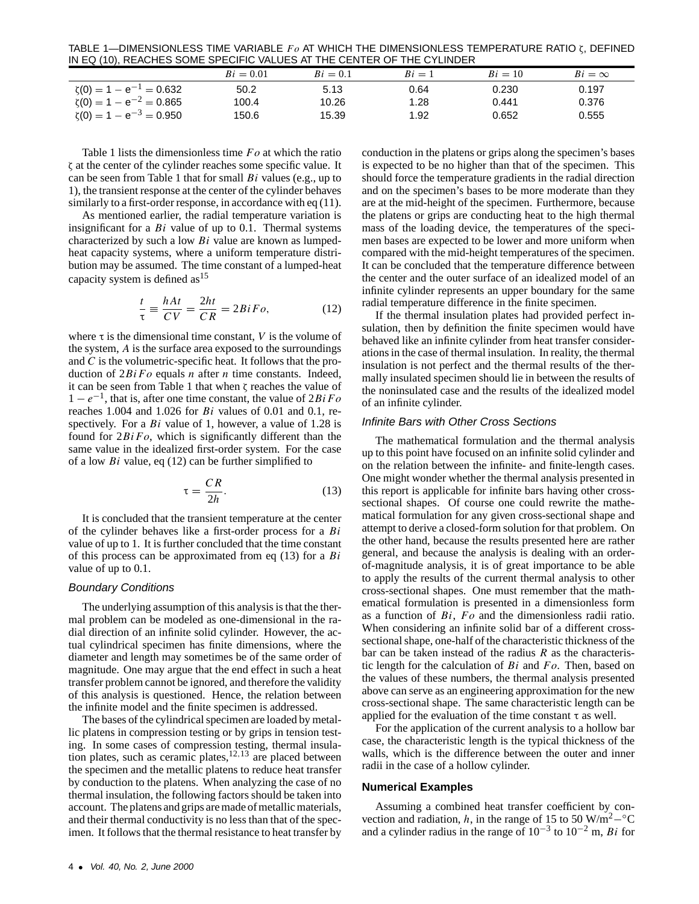TABLE 1—DIMENSIONLESS TIME VARIABLE $Fo$ AT WHICH THE DIMENSIONLESS TEMPERATURE RATIO $\zeta$, DEFINED IN EQ (10), REACHES SOME SPECIFIC VALUES AT THE CENTER OF THE CYLINDER

| | $Bi = 0.01$ | $Bi = 0.1$ | $Bi = 1$ | $Bi = 10$ | $Bi = \infty$ |
|---|---|---|---|---|---|
| $\zeta(0) = 1 - e^{-1} = 0.632$ | 50.2 | 5.13 | 0.64 | 0.230 | 0.197 |
| $\zeta(0) = 1 - e^{-2} = 0.865$ | 100.4 | 10.26 | 1.28 | 0.441 | 0.376 |
| $\zeta(0) = 1 - e^{-3} = 0.950$ | 150.6 | 15.39 | 1.92 | 0.652 | 0.555 |

Table 1 lists the dimensionless time $Fo$ at which the ratio $\zeta$ at the center of the cylinder reaches some specific value. It can be seen from Table 1 that for small $Bi$ values (e.g., up to 1), the transient response at the center of the cylinder behaves similarly to a first-order response, in accordance with eq (11).

As mentioned earlier, the radial temperature variation is insignificant for a $Bi$ value of up to 0.1. Thermal systems characterized by such a low $Bi$ value are known as lumped-heat capacity systems, where a uniform temperature distribution may be assumed. The time constant of a lumped-heat capacity system is defined as[15]

$$\frac{t}{\tau} \equiv \frac{hAt}{CV} = \frac{2ht}{CR} = 2BiFo, \tag{12}$$

where $\tau$ is the dimensional time constant, $V$ is the volume of the system, $A$ is the surface area exposed to the surroundings and $C$ is the volumetric-specific heat. It follows that the production of $2BiFo$ equals $n$ after $n$ time constants. Indeed, it can be seen from Table 1 that when $\zeta$ reaches the value of $1 - e^{-1}$, that is, after one time constant, the value of $2BiFo$ reaches 1.004 and 1.026 for $Bi$ values of 0.01 and 0.1, respectively. For a $Bi$ value of 1, however, a value of 1.28 is found for $2BiFo$, which is significantly different than the same value in the idealized first-order system. For the case of a low $Bi$ value, eq (12) can be further simplified to

$$\tau = \frac{CR}{2h}. \tag{13}$$

It is concluded that the transient temperature at the center of the cylinder behaves like a first-order process for a $Bi$ value of up to 1. It is further concluded that the time constant of this process can be approximated from eq (13) for a $Bi$ value of up to 0.1.

### *Boundary Conditions*

The underlying assumption of this analysis is that the thermal problem can be modeled as one-dimensional in the radial direction of an infinite solid cylinder. However, the actual cylindrical specimen has finite dimensions, where the diameter and length may sometimes be of the same order of magnitude. One may argue that the end effect in such a heat transfer problem cannot be ignored, and therefore the validity of this analysis is questioned. Hence, the relation between the infinite model and the finite specimen is addressed.

The bases of the cylindrical specimen are loaded by metallic platens in compression testing or by grips in tension testing. In some cases of compression testing, thermal insulation plates, such as ceramic plates,[12,13] are placed between the specimen and the metallic platens to reduce heat transfer by conduction to the platens. When analyzing the case of no thermal insulation, the following factors should be taken into account. The platens and grips are made of metallic materials, and their thermal conductivity is no less than that of the specimen. It follows that the thermal resistance to heat transfer by conduction in the platens or grips along the specimen's bases is expected to be no higher than that of the specimen. This should force the temperature gradients in the radial direction and on the specimen's bases to be more moderate than they are at the mid-height of the specimen. Furthermore, because the platens or grips are conducting heat to the high thermal mass of the loading device, the temperatures of the specimen bases are expected to be lower and more uniform when compared with the mid-height temperatures of the specimen. It can be concluded that the temperature difference between the center and the outer surface of an idealized model of an infinite cylinder represents an upper boundary for the same radial temperature difference in the finite specimen.

If the thermal insulation plates had provided perfect insulation, then by definition the finite specimen would have behaved like an infinite cylinder from heat transfer considerations in the case of thermal insulation. In reality, the thermal insulation is not perfect and the thermal results of the thermally insulated specimen should lie in between the results of the noninsulated case and the results of the idealized model of an infinite cylinder.

### *Infinite Bars with Other Cross Sections*

The mathematical formulation and the thermal analysis up to this point have focused on an infinite solid cylinder and on the relation between the infinite- and finite-length cases. One might wonder whether the thermal analysis presented in this report is applicable for infinite bars having other cross-sectional shapes. Of course one could rewrite the mathematical formulation for any given cross-sectional shape and attempt to derive a closed-form solution for that problem. On the other hand, because the results presented here are rather general, and because the analysis is dealing with an order-of-magnitude analysis, it is of great importance to be able to apply the results of the current thermal analysis to other cross-sectional shapes. One must remember that the mathematical formulation is presented in a dimensionless form as a function of $Bi$, $Fo$ and the dimensionless radii ratio. When considering an infinite solid bar of a different cross-sectional shape, one-half of the characteristic thickness of the bar can be taken instead of the radius $R$ as the characteristic length for the calculation of $Bi$ and $Fo$. Then, based on the values of these numbers, the thermal analysis presented above can serve as an engineering approximation for the new cross-sectional shape. The same characteristic length can be applied for the evaluation of the time constant $\tau$ as well.

For the application of the current analysis to a hollow bar case, the characteristic length is the typical thickness of the walls, which is the difference between the outer and inner radii in the case of a hollow cylinder.

### **Numerical Examples**

Assuming a combined heat transfer coefficient by convection and radiation, $h$, in the range of 15 to 50 $W/m^2{-}°C$ and a cylinder radius in the range of $10^{-3}$ to $10^{-2}$ m, $Bi$ for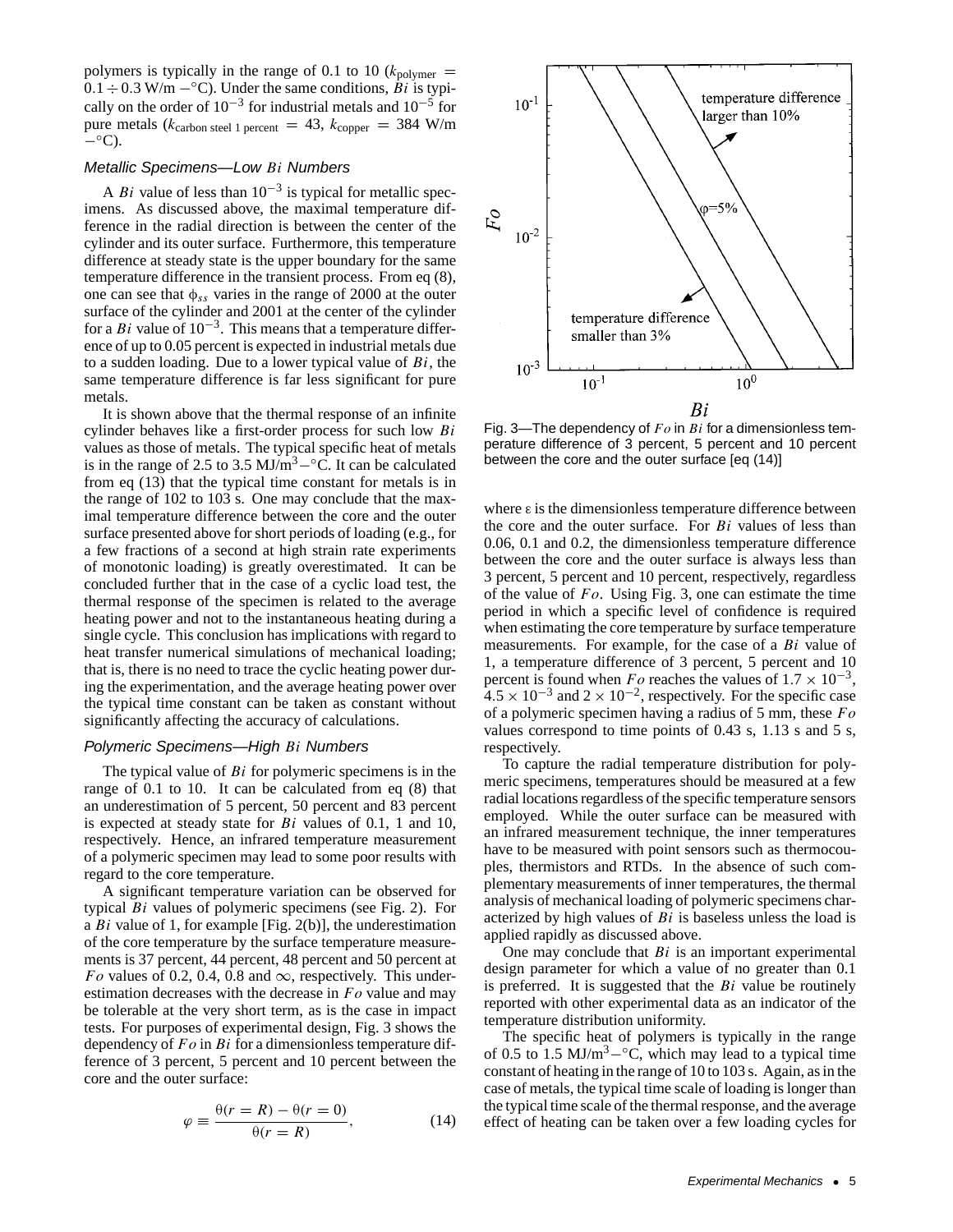polymers is typically in the range of 0.1 to 10 ($k_{\text{polymer}} = 0.1 \div 0.3$ W/m $-°$C). Under the same conditions, $Bi$ is typically on the order of $10^{-3}$ for industrial metals and $10^{-5}$ for pure metals ($k_{\text{carbon steel 1 percent}} = 43$, $k_{\text{copper}} = 384$ W/m $-°$C).

### *Metallic Specimens—Low $Bi$ Numbers*

A $Bi$ value of less than $10^{-3}$ is typical for metallic specimens. As discussed above, the maximal temperature difference in the radial direction is between the center of the cylinder and its outer surface. Furthermore, this temperature difference at steady state is the upper boundary for the same temperature difference in the transient process. From eq (8), one can see that $\phi_{ss}$ varies in the range of 2000 at the outer surface of the cylinder and 2001 at the center of the cylinder for a $Bi$ value of $10^{-3}$. This means that a temperature difference of up to 0.05 percent is expected in industrial metals due to a sudden loading. Due to a lower typical value of $Bi$, the same temperature difference is far less significant for pure metals.

It is shown above that the thermal response of an infinite cylinder behaves like a first-order process for such low $Bi$ values as those of metals. The typical specific heat of metals is in the range of 2.5 to 3.5 MJ/m$^3-°$C. It can be calculated from eq (13) that the typical time constant for metals is in the range of 102 to 103 s. One may conclude that the maximal temperature difference between the core and the outer surface presented above for short periods of loading (e.g., for a few fractions of a second at high strain rate experiments of monotonic loading) is greatly overestimated. It can be concluded further that in the case of a cyclic load test, the thermal response of the specimen is related to the average heating power and not to the instantaneous heating during a single cycle. This conclusion has implications with regard to heat transfer numerical simulations of mechanical loading; that is, there is no need to trace the cyclic heating power during the experimentation, and the average heating power over the typical time constant can be taken as constant without significantly affecting the accuracy of calculations.

### *Polymeric Specimens—High $Bi$ Numbers*

The typical value of $Bi$ for polymeric specimens is in the range of 0.1 to 10. It can be calculated from eq (8) that an underestimation of 5 percent, 50 percent and 83 percent is expected at steady state for $Bi$ values of 0.1, 1 and 10, respectively. Hence, an infrared temperature measurement of a polymeric specimen may lead to some poor results with regard to the core temperature.

A significant temperature variation can be observed for typical $Bi$ values of polymeric specimens (see Fig. 2). For a $Bi$ value of 1, for example [Fig. 2(b)], the underestimation of the core temperature by the surface temperature measurements is 37 percent, 44 percent, 48 percent and 50 percent at $Fo$ values of 0.2, 0.4, 0.8 and $\infty$, respectively. This underestimation decreases with the decrease in $Fo$ value and may be tolerable at the very short term, as is the case in impact tests. For purposes of experimental design, Fig. 3 shows the dependency of $Fo$ in $Bi$ for a dimensionless temperature difference of 3 percent, 5 percent and 10 percent between the core and the outer surface:

$$\varphi \equiv \frac{\theta(r = R) - \theta(r = 0)}{\theta(r = R)}, \tag{14}$$

Fig. 3—The dependency of $Fo$ in $Bi$ for a dimensionless temperature difference of 3 percent, 5 percent and 10 percent between the core and the outer surface [eq (14)]

where $\varepsilon$ is the dimensionless temperature difference between the core and the outer surface. For $Bi$ values of less than 0.06, 0.1 and 0.2, the dimensionless temperature difference between the core and the outer surface is always less than 3 percent, 5 percent and 10 percent, respectively, regardless of the value of $Fo$. Using Fig. 3, one can estimate the time period in which a specific level of confidence is required when estimating the core temperature by surface temperature measurements. For example, for the case of a $Bi$ value of 1, a temperature difference of 3 percent, 5 percent and 10 percent is found when $Fo$ reaches the values of $1.7 \times 10^{-3}$, $4.5 \times 10^{-3}$ and $2 \times 10^{-2}$, respectively. For the specific case of a polymeric specimen having a radius of 5 mm, these $Fo$ values correspond to time points of 0.43 s, 1.13 s and 5 s, respectively.

To capture the radial temperature distribution for polymeric specimens, temperatures should be measured at a few radial locations regardless of the specific temperature sensors employed. While the outer surface can be measured with an infrared measurement technique, the inner temperatures have to be measured with point sensors such as thermocouples, thermistors and RTDs. In the absence of such complementary measurements of inner temperatures, the thermal analysis of mechanical loading of polymeric specimens characterized by high values of $Bi$ is baseless unless the load is applied rapidly as discussed above.

One may conclude that $Bi$ is an important experimental design parameter for which a value of no greater than 0.1 is preferred. It is suggested that the $Bi$ value be routinely reported with other experimental data as an indicator of the temperature distribution uniformity.

The specific heat of polymers is typically in the range of 0.5 to 1.5 MJ/m$^3-°$C, which may lead to a typical time constant of heating in the range of 10 to 103 s. Again, as in the case of metals, the typical time scale of loading is longer than the typical time scale of the thermal response, and the average effect of heating can be taken over a few loading cycles for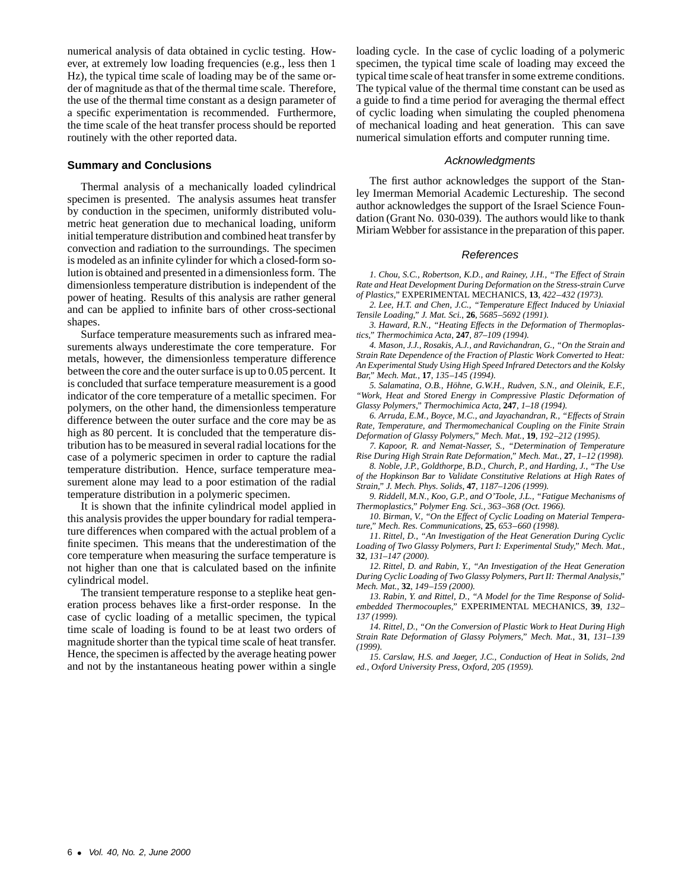numerical analysis of data obtained in cyclic testing. However, at extremely low loading frequencies (e.g., less then 1 Hz), the typical time scale of loading may be of the same order of magnitude as that of the thermal time scale. Therefore, the use of the thermal time constant as a design parameter of a specific experimentation is recommended. Furthermore, the time scale of the heat transfer process should be reported routinely with the other reported data.

## Summary and Conclusions

Thermal analysis of a mechanically loaded cylindrical specimen is presented. The analysis assumes heat transfer by conduction in the specimen, uniformly distributed volumetric heat generation due to mechanical loading, uniform initial temperature distribution and combined heat transfer by convection and radiation to the surroundings. The specimen is modeled as an infinite cylinder for which a closed-form solution is obtained and presented in a dimensionless form. The dimensionless temperature distribution is independent of the power of heating. Results of this analysis are rather general and can be applied to infinite bars of other cross-sectional shapes.

Surface temperature measurements such as infrared measurements always underestimate the core temperature. For metals, however, the dimensionless temperature difference between the core and the outer surface is up to 0.05 percent. It is concluded that surface temperature measurement is a good indicator of the core temperature of a metallic specimen. For polymers, on the other hand, the dimensionless temperature difference between the outer surface and the core may be as high as 80 percent. It is concluded that the temperature distribution has to be measured in several radial locations for the case of a polymeric specimen in order to capture the radial temperature distribution. Hence, surface temperature measurement alone may lead to a poor estimation of the radial temperature distribution in a polymeric specimen.

It is shown that the infinite cylindrical model applied in this analysis provides the upper boundary for radial temperature differences when compared with the actual problem of a finite specimen. This means that the underestimation of the core temperature when measuring the surface temperature is not higher than one that is calculated based on the infinite cylindrical model.

The transient temperature response to a steplike heat generation process behaves like a first-order response. In the case of cyclic loading of a metallic specimen, the typical time scale of loading is found to be at least two orders of magnitude shorter than the typical time scale of heat transfer. Hence, the specimen is affected by the average heating power and not by the instantaneous heating power within a single loading cycle. In the case of cyclic loading of a polymeric specimen, the typical time scale of loading may exceed the typical time scale of heat transfer in some extreme conditions. The typical value of the thermal time constant can be used as a guide to find a time period for averaging the thermal effect of cyclic loading when simulating the coupled phenomena of mechanical loading and heat generation. This can save numerical simulation efforts and computer running time.

## *Acknowledgments*

The first author acknowledges the support of the Stanley Imerman Memorial Academic Lectureship. The second author acknowledges the support of the Israel Science Foundation (Grant No. 030-039). The authors would like to thank Miriam Webber for assistance in the preparation of this paper.

## *References*

1. *Chou, S.C., Robertson, K.D., and Rainey, J.H., "The Effect of Strain Rate and Heat Development During Deformation on the Stress-strain Curve of Plastics,"* EXPERIMENTAL MECHANICS, **13**, *422–432 (1973).*

2. *Lee, H.T. and Chen, J.C., "Temperature Effect Induced by Uniaxial Tensile Loading," J. Mat. Sci.,* **26**, *5685–5692 (1991).*

3. *Haward, R.N., "Heating Effects in the Deformation of Thermoplastics," Thermochimica Acta,* **247**, *87–109 (1994).*

4. *Mason, J.J., Rosakis, A.J., and Ravichandran, G., "On the Strain and Strain Rate Dependence of the Fraction of Plastic Work Converted to Heat: An Experimental Study Using High Speed Infrared Detectors and the Kolsky Bar," Mech. Mat.,* **17**, *135–145 (1994).*

5. *Salamatina, O.B., Höhne, G.W.H., Rudven, S.N., and Oleinik, E.F., "Work, Heat and Stored Energy in Compressive Plastic Deformation of Glassy Polymers," Thermochimica Acta,* **247**, *1–18 (1994).*

6. *Arruda, E.M., Boyce, M.C., and Jayachandran, R., "Effects of Strain Rate, Temperature, and Thermomechanical Coupling on the Finite Strain Deformation of Glassy Polymers," Mech. Mat.,* **19**, *192–212 (1995).*

7. *Kapoor, R. and Nemat-Nasser, S., "Determination of Temperature Rise During High Strain Rate Deformation," Mech. Mat.,* **27**, *1–12 (1998).*

8. *Noble, J.P., Goldthorpe, B.D., Church, P., and Harding, J., "The Use of the Hopkinson Bar to Validate Constitutive Relations at High Rates of Strain," J. Mech. Phys. Solids,* **47**, *1187–1206 (1999).*

9. *Riddell, M.N., Koo, G.P., and O'Toole, J.L., "Fatigue Mechanisms of Thermoplastics," Polymer Eng. Sci., 363–368 (Oct. 1966).*

10. *Birman, V., "On the Effect of Cyclic Loading on Material Temperature," Mech. Res. Communications,* **25**, *653–660 (1998).*

11. *Rittel, D., "An Investigation of the Heat Generation During Cyclic Loading of Two Glassy Polymers, Part I: Experimental Study," Mech. Mat.,* **32**, *131–147 (2000).*

12. *Rittel, D. and Rabin, Y., "An Investigation of the Heat Generation During Cyclic Loading of Two Glassy Polymers, Part II: Thermal Analysis," Mech. Mat.,* **32**, *149–159 (2000).*

13. *Rabin, Y. and Rittel, D., "A Model for the Time Response of Solid-embedded Thermocouples,"* EXPERIMENTAL MECHANICS, **39**, *132–137 (1999).*

14. *Rittel, D., "On the Conversion of Plastic Work to Heat During High Strain Rate Deformation of Glassy Polymers," Mech. Mat.,* **31**, *131–139 (1999).*

15. *Carslaw, H.S. and Jaeger, J.C., Conduction of Heat in Solids, 2nd ed., Oxford University Press, Oxford, 205 (1959).*